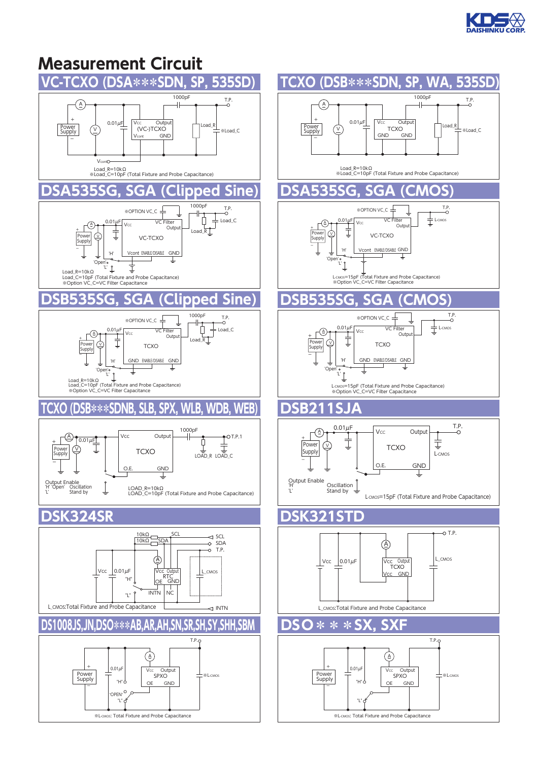# Measurement Circuit

## VC-TCXO (DSA∗∗∗SDN, SP, 535SD)

Power Supply, A, V, 0.01μF, Vcc, Output, (VC-)TCXO, Vcont, GND, 1000pF, T.P., Load_R, ※Load_C, Vcont

Load_R=10kΩ
※Load_C=10pF (Total Fixture and Probe Capacitance)

## TCXO (DSB∗∗∗SDN, SP, WA, 535SD)

Power Supply, A, V, 0.01μF, Vcc, Output, TCXO, GND, GND, 1000pF, T.P., Load_R, ※Load_C

Load_R=10kΩ
※Load_C=10pF (Total Fixture and Probe Capacitance)

## DSA535SG, SGA (Clipped Sine)

※OPTION VC_C, 1000pF, T.P., Load_C, Load_R, 0.01μF, Vcc, VC Filter, Output, Power Supply, A, V, VC-TCXO, 'H', 'Open', 'L', Vcont, ENABLE/DISABLE, GND

Load_R=10kΩ
Load_C=10pF (Total Fixture and Probe Capacitance)
※Option VC_C=VC Filter Capacitance

## DSA535SG, SGA (CMOS)

※OPTION VC_C, T.P., $L_{CMOS}$, 0.01μF, Vcc, VC Filter, Output, Power Supply, A, V, VC-TCXO, 'H', 'Open', 'L', Vcont, ENABLE/DISABLE, GND

$L_{CMOS}$=15pF (Total Fixture and Probe Capacitance)
※Option VC_C=VC Filter Capacitance

## DSB535SG, SGA (Clipped Sine)

※OPTION VC_C, 1000pF, T.P., Load_C, Load_R, 0.01μF, Vcc, VC Filter, Output, Power Supply, A, V, TCXO, 'H', 'Open', 'L', GND, ENABLE/DISABLE, GND

Load_R=10kΩ
Load_C=10pF (Total Fixture and Probe Capacitance)
※Option VC_C=VC Filter Capacitance

## DSB535SG, SGA (CMOS)

※OPTION VC_C, T.P., $L_{CMOS}$, 0.01μF, Vcc, VC Filter, Output, Power Supply, A, V, TCXO, 'H', 'Open', 'L', GND, ENABLE/DISABLE, GND

$L_{CMOS}$=15pF (Total Fixture and Probe Capacitance)
※Option VC_C=VC Filter Capacitance

## TCXO (DSB∗∗∗SDNB, SLB, SPX, WLB, WDB, WEB)

Power Supply, A, V, 0.01μF, Vcc, Output, TCXO, O.E., GND, 1000pF, T.P.1, LOAD_R, LOAD_C

Output Enable
'H' 'Open' Oscillation
'L' Stand by

LOAD_R=10kΩ
LOAD_C=10pF (Total Fixture and Probe Capacitance)

## DSB211SJA

Power Supply, A, V, 0.01μF, Vcc, Output, TCXO, O.E., GND, T.P., $L_{CMOS}$

Output Enable
'H' Oscillation
'L' Stand by

$L_{CMOS}$=15pF (Total Fixture and Probe Capacitance)

## DSK324SR

10kΩ, 10kΩ, SCL, SDA, T.P., A, Vcc, 0.01μF, "H", "L", Vcc, Output, RTC, OE, GND, INTN, NC, L_CMOS, INTN

L_CMOS:Total Fixture and Probe Capacitance

## DSK321STD

T.P., A, Vcc, 0.01μF, Vcc, Output, TCXO, Vcc, GND, L_CMOS

L_CMOS:Total Fixture and Probe Capacitance

## DS1008JS,JN,DSO∗∗∗AB,AR,AH,SN,SR,SH,SY,SHH,SBM

T.P., A, Power Supply, 0.01μF, "H", "OPEN", "L", Vcc, Output, SPXO, OE, GND, ※$L_{CMOS}$

※$L_{CMOS}$: Total Fixture and Probe Capacitance

## DSO∗∗∗SX, SXF

T.P., A, Power Supply, 0.01μF, "H", "L", Vcc, Output, SPXO, OE, GND, ※$L_{CMOS}$

※$L_{CMOS}$: Total Fixture and Probe Capacitance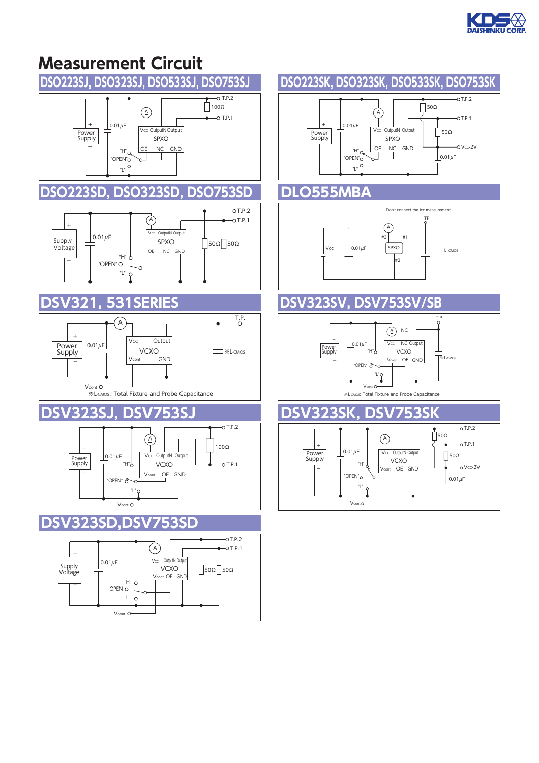# Measurement Circuit

## DSO223SJ, DSO323SJ, DSO533SJ, DSO753SJ

Power Supply, + , −, 0.01μF, A, Vcc OutputN Output, SPXO, OE NC GND, "H", "OPEN", "L", 100Ω, T.P.2, T.P.1

## DSO223SK, DSO323SK, DSO533SK, DSO753SK

Power Supply, + , −, 0.01μF, A, Vcc OutputN Output, SPXO, OE NC GND, "H", "OPEN", "L", 50Ω, 50Ω, T.P.2, T.P.1, Vcc-2V, 0.01μF

## DSO223SD, DSO323SD, DSO753SD

Supply Voltage, + , −, 0.01μF, A, Vcc OutputN Output, SPXO, OE NC GND, "H", "OPEN", "L", 50Ω, 50Ω, T.P.2, T.P.1

## DLO555MBA

Don't connect the Icc measurement

Vcc, 0.01μF, A, #3, #1, #2, SPXO, TP, L_CMOS

## DSV321, 531SERIES

Power Supply, + , −, 0.01μF, A, Vcc Output, VCXO, Vcont GND, T.P., ※L-CMOS, Vcont

※L-CMOS : Total Fixture and Probe Capacitance

## DSV323SV, DSV753SV/SB

Power Supply, + , −, 0.01μF, A, NC, Vcc NC Output, VCXO, Vcont OE GND, "H", "OPEN", "L", T.P., ※L-CMOS, Vcont

※L-CMOS: Total Fixture and Probe Capacitance

## DSV323SJ, DSV753SJ

Power Supply, + , −, 0.01μF, A, Vcc OutputN Output, VCXO, Vcont OE GND, "H", "OPEN", "L", 100Ω, T.P.2, T.P.1, Vcont

## DSV323SK, DSV753SK

Power Supply, + , −, 0.01μF, A, Vcc OutputN Output, VCXO, Vcont OE GND, "H", "OPEN", "L", 50Ω, 50Ω, T.P.2, T.P.1, Vcc-2V, 0.01μF, Vcont

## DSV323SD,DSV753SD

Supply Voltage, + , −, 0.01μF, A, Vcc OutputN Output, VCXO, Vcont OE GND, H, OPEN, L, 50Ω, 50Ω, T.P.2, T.P.1, Vcont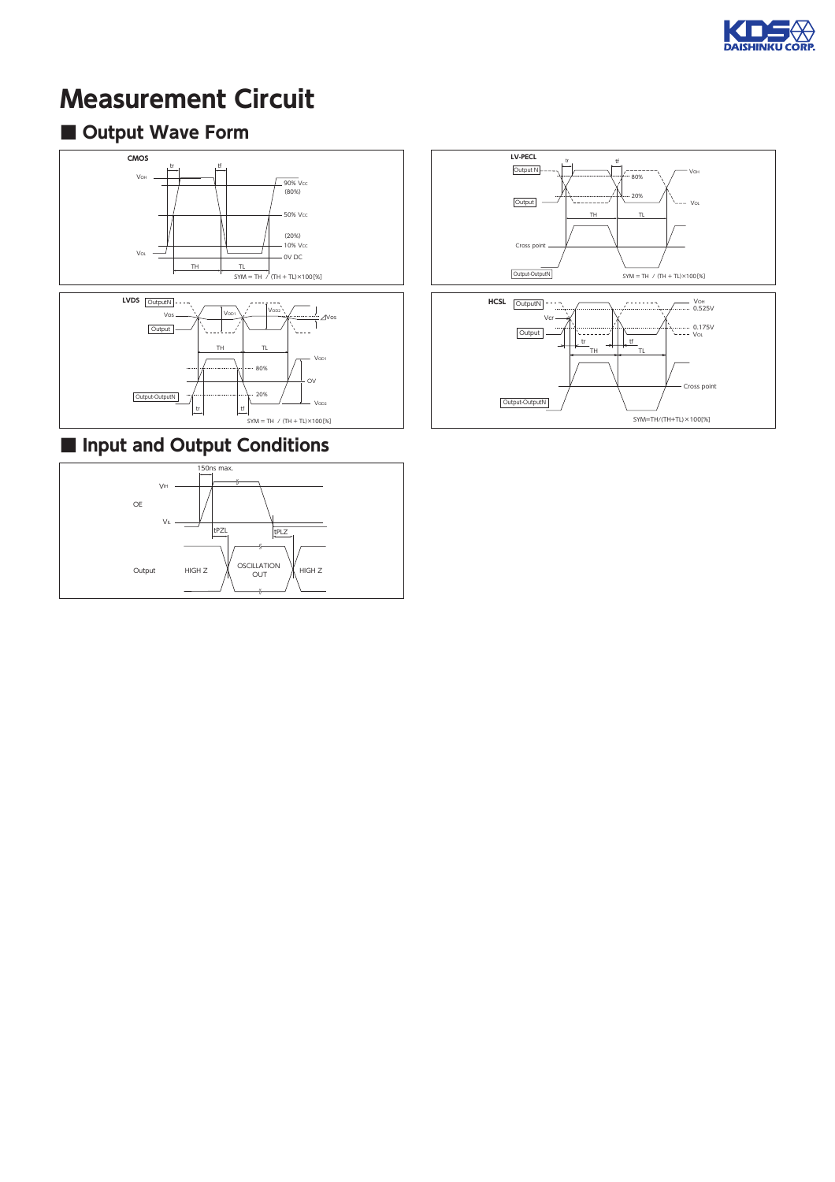# Measurement Circuit

## ■ Output Wave Form

**CMOS**

tr
tf
$V_{OH}$
90% $V_{CC}$
(80%)
50% $V_{CC}$
(20%)
10% $V_{CC}$
$V_{OL}$
0V DC
TH
TL
SYM = TH / (TH + TL)×100 [%]

**LV-PECL**

tr
tf
Output N
80%
$V_{OH}$
20%
Output
$V_{OL}$
TH
TL
Cross point
Output-OutputN
SYM = TH / (TH + TL)×100 [%]

**LVDS**

OutputN
Vos
$V_{OD1}$
$V_{OD2}$
⊿Vos
Output
TH
TL
$V_{OD1}$
80%
OV
Output-OutputN
20%
$V_{OD2}$
tr
tf
SYM = TH / (TH + TL)×100 [%]

**HCSL**

OutputN
$V_{OH}$
0.525V
Vcr
0.175V
Output
$V_{OL}$
tr
tf
TH
TL
Cross point
Output-OutputN
SYM=TH/(TH+TL)×100[%]

## ■ Input and Output Conditions

150ns max.
$V_{IH}$
OE
$V_{IL}$
tPZL
tPLZ
Output
HIGH Z
OSCILLATION OUT
HIGH Z